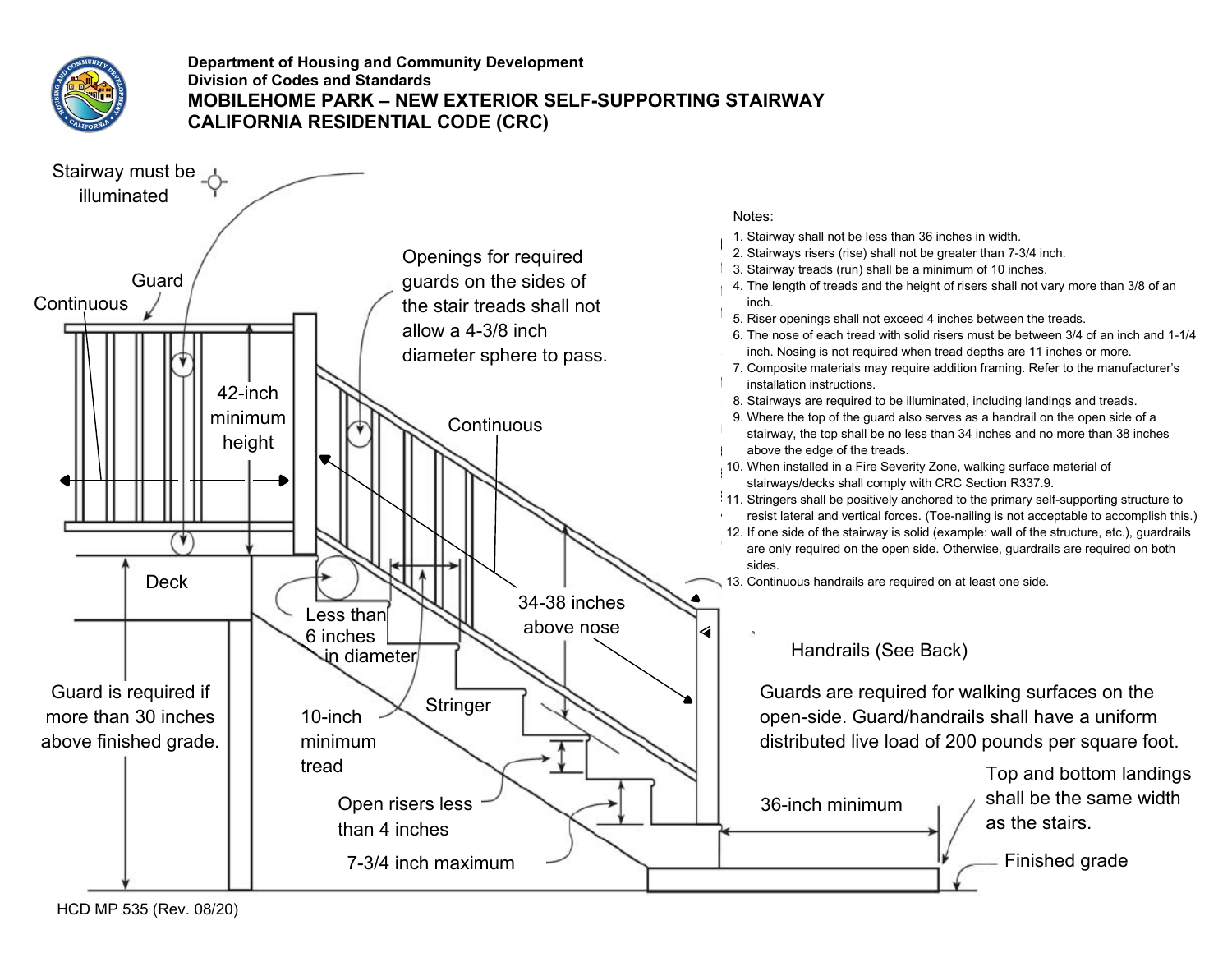**Department of Housing and Community Development**
**Division of Codes and Standards**

# MOBILEHOME PARK – NEW EXTERIOR SELF-SUPPORTING STAIRWAY
# CALIFORNIA RESIDENTIAL CODE (CRC)

Stairway must be illuminated

Guard

Continuous

42-inch minimum height

Openings for required guards on the sides of the stair treads shall not allow a 4-3/8 inch diameter sphere to pass.

Continuous

Deck

Less than 6 inches in diameter

34-38 inches above nose

Guard is required if more than 30 inches above finished grade.

10-inch minimum tread

Stringer

Open risers less than 4 inches

7-3/4 inch maximum

Handrails (See Back)

Guards are required for walking surfaces on the open-side. Guard/handrails shall have a uniform distributed live load of 200 pounds per square foot.

36-inch minimum

Top and bottom landings shall be the same width as the stairs.

Finished grade

Notes:

1. Stairway shall not be less than 36 inches in width.
2. Stairways risers (rise) shall not be greater than 7-3/4 inch.
3. Stairway treads (run) shall be a minimum of 10 inches.
4. The length of treads and the height of risers shall not vary more than 3/8 of an inch.
5. Riser openings shall not exceed 4 inches between the treads.
6. The nose of each tread with solid risers must be between 3/4 of an inch and 1-1/4 inch. Nosing is not required when tread depths are 11 inches or more.
7. Composite materials may require addition framing. Refer to the manufacturer's installation instructions.
8. Stairways are required to be illuminated, including landings and treads.
9. Where the top of the guard also serves as a handrail on the open side of a stairway, the top shall be no less than 34 inches and no more than 38 inches above the edge of the treads.
10. When installed in a Fire Severity Zone, walking surface material of stairways/decks shall comply with CRC Section R337.9.
11. Stringers shall be positively anchored to the primary self-supporting structure to resist lateral and vertical forces. (Toe-nailing is not acceptable to accomplish this.)
12. If one side of the stairway is solid (example: wall of the structure, etc.), guardrails are only required on the open side. Otherwise, guardrails are required on both sides.
13. Continuous handrails are required on at least one side.

HCD MP 535 (Rev. 08/20)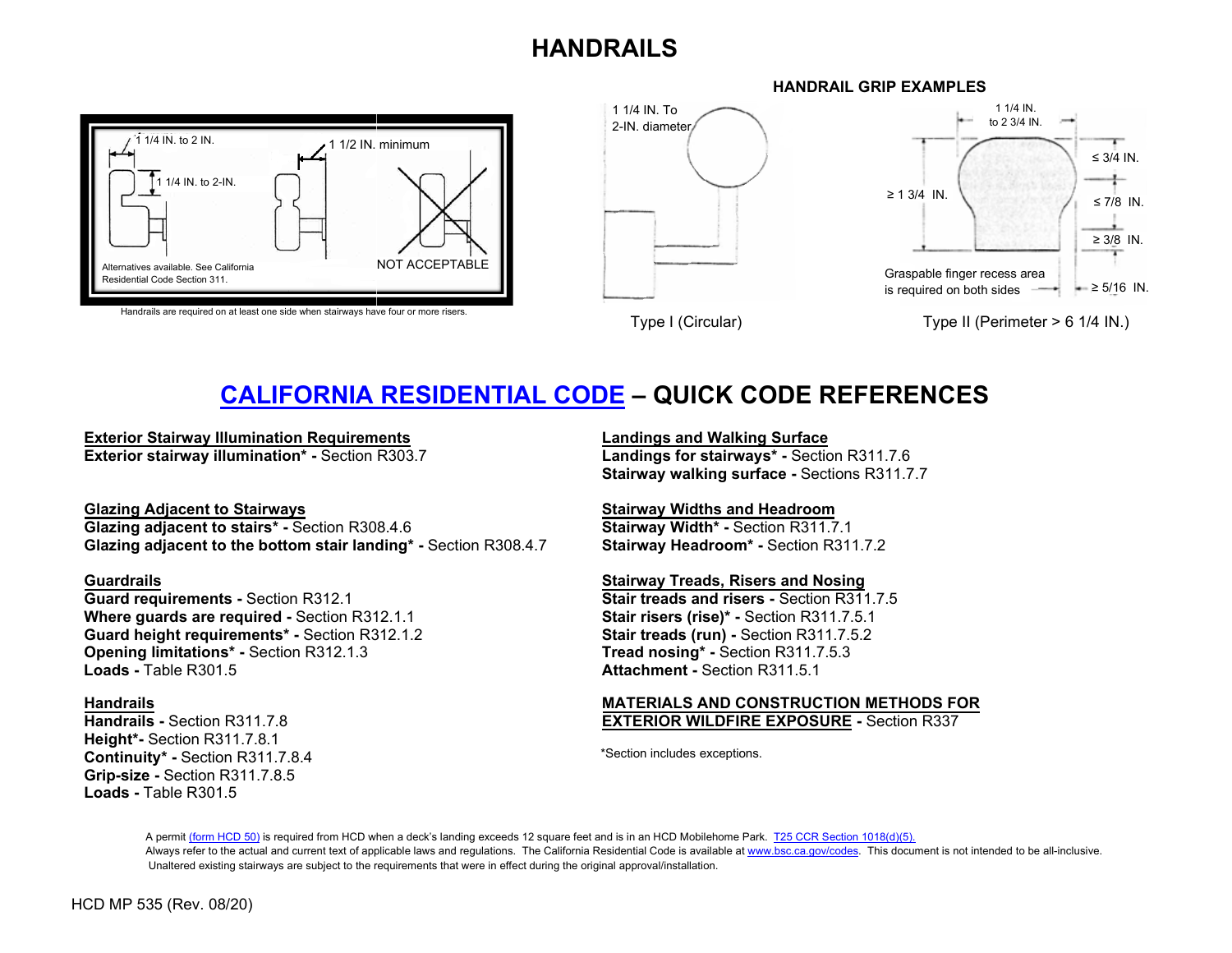# HANDRAILS

1 1/4 IN. to 2 IN.

1 1/2 IN. minimum

1 1/4 IN. to 2-IN.

Alternatives available. See California Residential Code Section 311.

NOT ACCEPTABLE

Handrails are required on at least one side when stairways have four or more risers.

## HANDRAIL GRIP EXAMPLES

1 1/4 IN. To 2-IN. diameter

Type I (Circular)

1 1/4 IN. to 2 3/4 IN.

≥ 1 3/4 IN.

≤ 3/4 IN.

≤ 7/8 IN.

≥ 3/8 IN.

Graspable finger recess area is required on both sides

≥ 5/16 IN.

Type II (Perimeter > 6 1/4 IN.)

## CALIFORNIA RESIDENTIAL CODE – QUICK CODE REFERENCES

**Exterior Stairway Illumination Requirements**
**Exterior stairway illumination* -** Section R303.7

**Glazing Adjacent to Stairways**
**Glazing adjacent to stairs* -** Section R308.4.6
**Glazing adjacent to the bottom stair landing* -** Section R308.4.7

**Guardrails**
**Guard requirements -** Section R312.1
**Where guards are required -** Section R312.1.1
**Guard height requirements* -** Section R312.1.2
**Opening limitations* -** Section R312.1.3
**Loads -** Table R301.5

**Handrails**
**Handrails -** Section R311.7.8
**Height*-** Section R311.7.8.1
**Continuity* -** Section R311.7.8.4
**Grip-size -** Section R311.7.8.5
**Loads -** Table R301.5

**Landings and Walking Surface**
**Landings for stairways* -** Section R311.7.6
**Stairway walking surface -** Sections R311.7.7

**Stairway Widths and Headroom**
**Stairway Width* -** Section R311.7.1
**Stairway Headroom* -** Section R311.7.2

**Stairway Treads, Risers and Nosing**
**Stair treads and risers -** Section R311.7.5
**Stair risers (rise)* -** Section R311.7.5.1
**Stair treads (run) -** Section R311.7.5.2
**Tread nosing* -** Section R311.7.5.3
**Attachment -** Section R311.5.1

**MATERIALS AND CONSTRUCTION METHODS FOR EXTERIOR WILDFIRE EXPOSURE -** Section R337

*Section includes exceptions.

A permit (form HCD 50) is required from HCD when a deck's landing exceeds 12 square feet and is in an HCD Mobilehome Park. T25 CCR Section 1018(d)(5).
Always refer to the actual and current text of applicable laws and regulations. The California Residential Code is available at www.bsc.ca.gov/codes. This document is not intended to be all-inclusive.
Unaltered existing stairways are subject to the requirements that were in effect during the original approval/installation.

HCD MP 535 (Rev. 08/20)